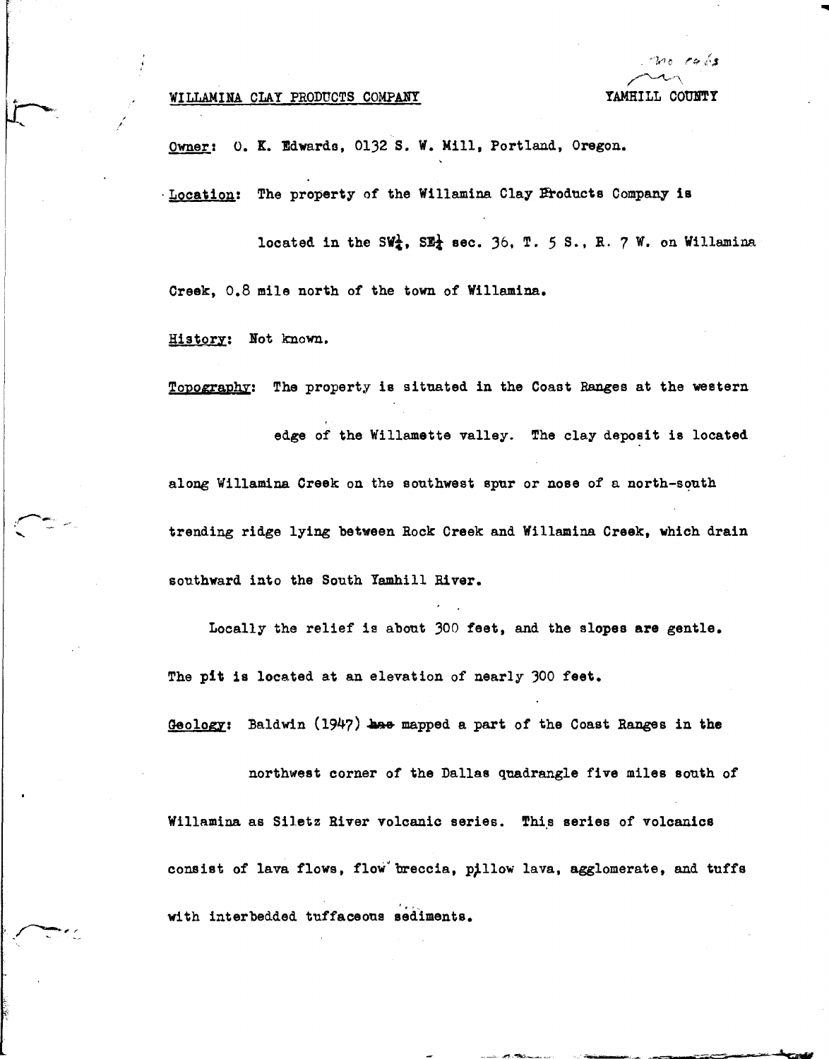**WILLAMINA CLAY PRODUCTS COMPANY** YAMHILL COUNTY

Owner: O. K. Edwards, 0132 S. W. Mill, Portland, Oregon.

Location: The property of the Willamina Clay Products Company is located in the SW¼, SE¼ sec. 36, T. 5 S., R. 7 W. on Willamina Creek, 0.8 mile north of the town of Willamina.

History: Not known.

Topography: The property is situated in the Coast Ranges at the western edge of the Willamette valley. The clay deposit is located along Willamina Creek on the southwest spur or nose of a north-south trending ridge lying between Rock Creek and Willamina Creek, which drain southward into the South Yamhill River.

Locally the relief is about 300 feet, and the slopes are gentle. The pit is located at an elevation of nearly 300 feet.

Geology: Baldwin (1947) mapped a part of the Coast Ranges in the northwest corner of the Dallas quadrangle five miles south of Willamina as Siletz River volcanic series. This series of volcanics consist of lava flows, flow breccia, pillow lava, agglomerate, and tuffs with interbedded tuffaceous sediments.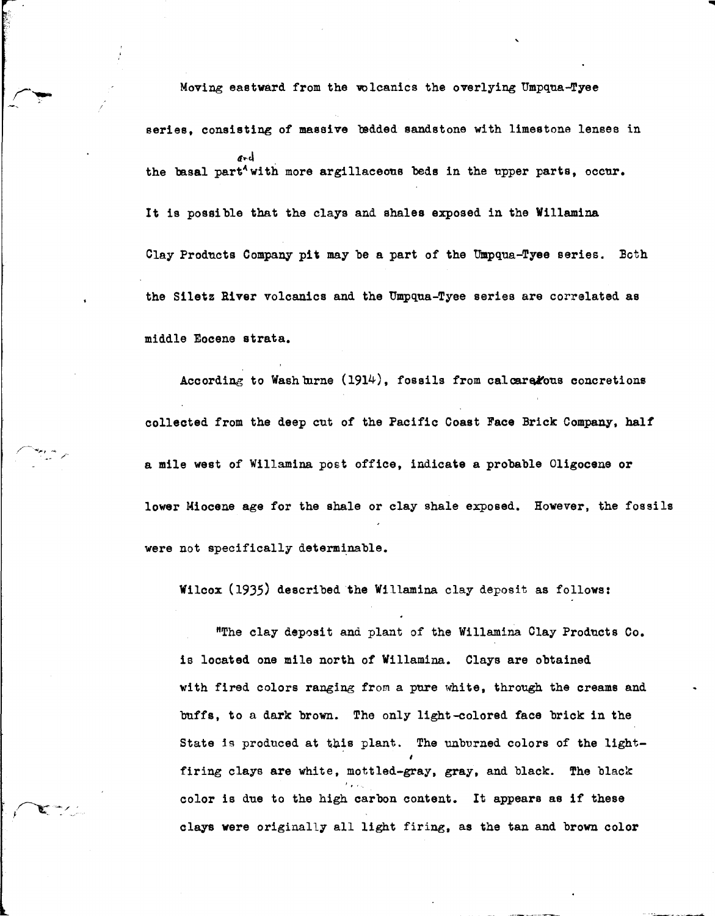Moving eastward from the volcanics the overlying Umpqua-Tyee series, consisting of massive bedded sandstone with limestone lenses in the basal part and with more argillaceous beds in the upper parts, occur. It is possible that the clays and shales exposed in the Willamina Clay Products Company pit may be a part of the Umpqua-Tyee series. Both the Siletz River volcanics and the Umpqua-Tyee series are correlated as middle Eocene strata.

According to Washburne (1914), fossils from calcareous concretions collected from the deep cut of the Pacific Coast Face Brick Company, half a mile west of Willamina post office, indicate a probable Oligocene or lower Miocene age for the shale or clay shale exposed. However, the fossils were not specifically determinable.

Wilcox (1935) described the Willamina clay deposit as follows:

> "The clay deposit and plant of the Willamina Clay Products Co. is located one mile north of Willamina. Clays are obtained with fired colors ranging from a pure white, through the creams and buffs, to a dark brown. The only light-colored face brick in the State is produced at this plant. The unburned colors of the light-firing clays are white, mottled-gray, gray, and black. The black color is due to the high carbon content. It appears as if these clays were originally all light firing, as the tan and brown color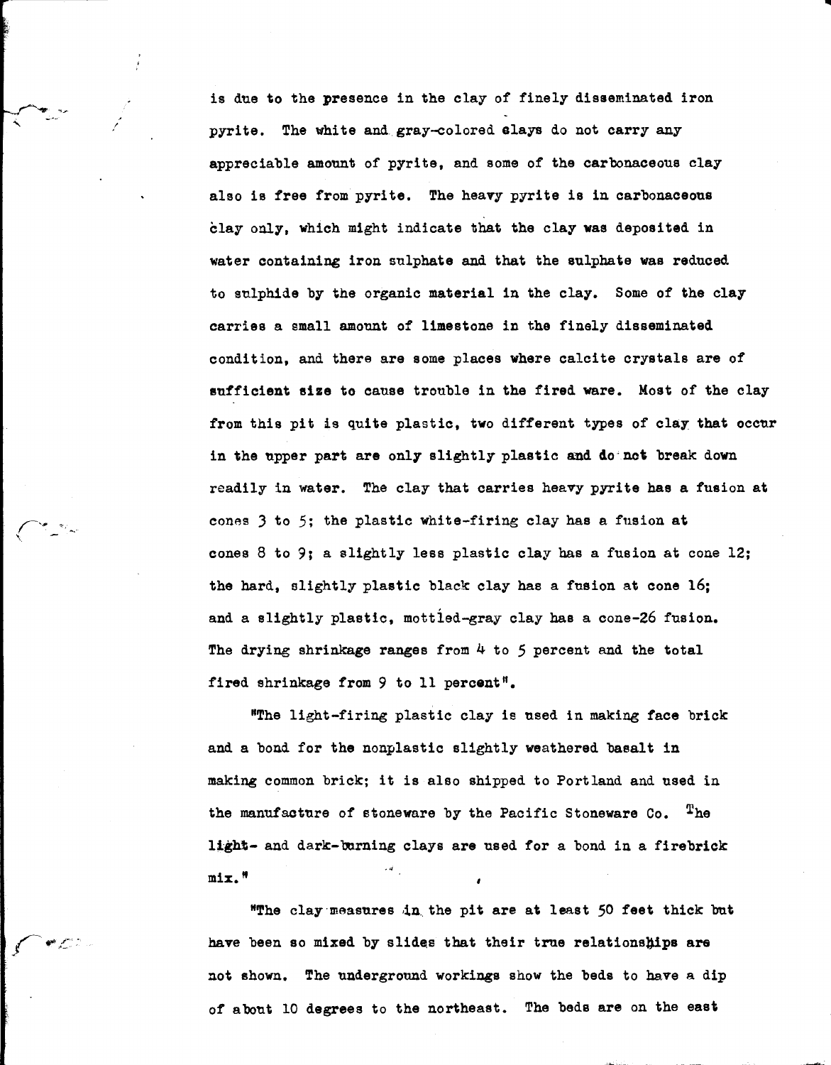is due to the presence in the clay of finely disseminated iron pyrite. The white and gray-colored clays do not carry any appreciable amount of pyrite, and some of the carbonaceous clay also is free from pyrite. The heavy pyrite is in carbonaceous clay only, which might indicate that the clay was deposited in water containing iron sulphate and that the sulphate was reduced to sulphide by the organic material in the clay. Some of the clay carries a small amount of limestone in the finely disseminated condition, and there are some places where calcite crystals are of sufficient size to cause trouble in the fired ware. Most of the clay from this pit is quite plastic, two different types of clay that occur in the upper part are only slightly plastic and do not break down readily in water. The clay that carries heavy pyrite has a fusion at cones 3 to 5; the plastic white-firing clay has a fusion at cones 8 to 9; a slightly less plastic clay has a fusion at cone 12; the hard, slightly plastic black clay has a fusion at cone 16; and a slightly plastic, mottled-gray clay has a cone-26 fusion. The drying shrinkage ranges from 4 to 5 percent and the total fired shrinkage from 9 to 11 percent".

"The light-firing plastic clay is used in making face brick and a bond for the nonplastic slightly weathered basalt in making common brick; it is also shipped to Portland and used in the manufacture of stoneware by the Pacific Stoneware Co. The light- and dark-burning clays are used for a bond in a firebrick mix."

"The clay measures in the pit are at least 50 feet thick but have been so mixed by slides that their true relationships are not shown. The underground workings show the beds to have a dip of about 10 degrees to the northeast. The beds are on the east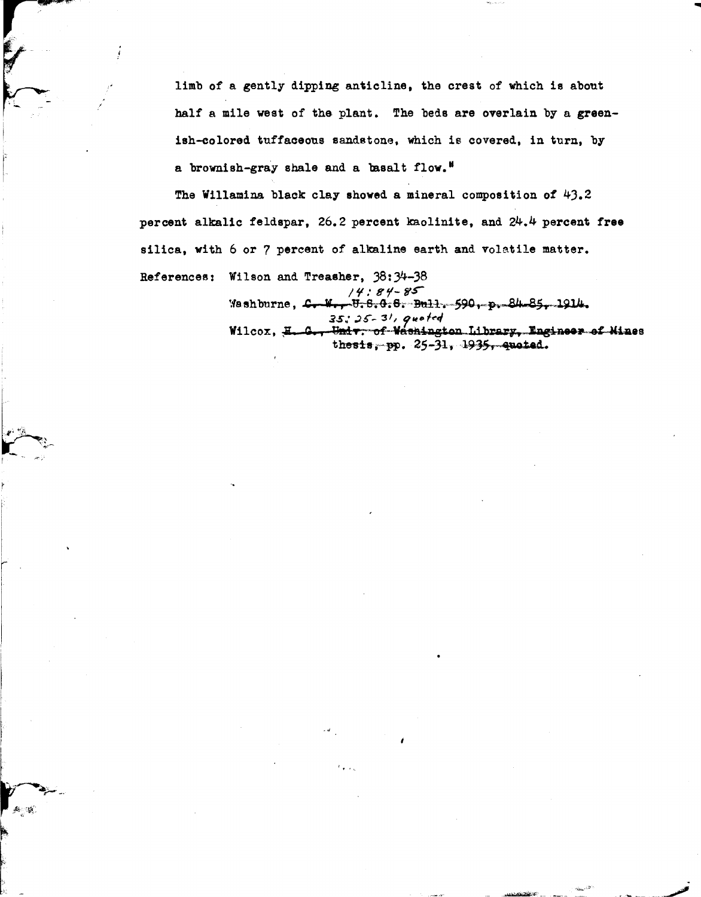limb of a gently dipping anticline, the crest of which is about half a mile west of the plant. The beds are overlain by a greenish-colored tuffaceous sandstone, which is covered, in turn, by a brownish-gray shale and a basalt flow."

The Willamina black clay showed a mineral composition of 43.2 percent alkalic feldspar, 26.2 percent kaolinite, and 24.4 percent free silica, with 6 or 7 percent of alkaline earth and volatile matter.

References: Wilson and Treasher, 38:34-38

Washburne, 14:84-85 ~~C. W., U.S.G.S. Bull. 590, p. 84-85, 1914.~~

Wilcox, 35:25-31, quoted ~~H. G., Univ. of Washington Library, Engineer of Mines thesis, pp. 25-31, 1935, quoted.~~